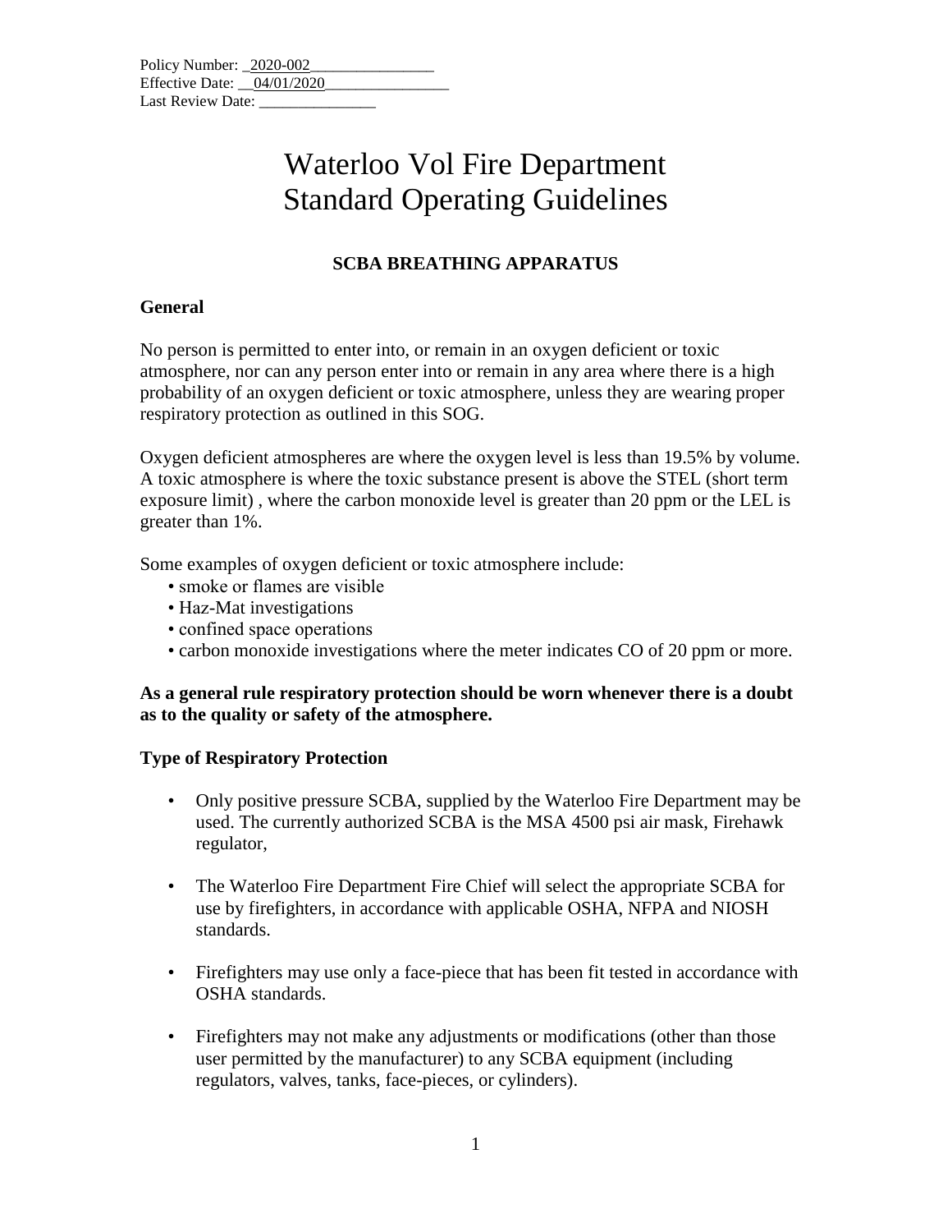Policy Number: _2020-002________________
Effective Date: __04/01/2020________________
Last Review Date: _______________

# Waterloo Vol Fire Department
# Standard Operating Guidelines

## SCBA BREATHING APPARATUS

### General

No person is permitted to enter into, or remain in an oxygen deficient or toxic atmosphere, nor can any person enter into or remain in any area where there is a high probability of an oxygen deficient or toxic atmosphere, unless they are wearing proper respiratory protection as outlined in this SOG.

Oxygen deficient atmospheres are where the oxygen level is less than 19.5% by volume. A toxic atmosphere is where the toxic substance present is above the STEL (short term exposure limit) , where the carbon monoxide level is greater than 20 ppm or the LEL is greater than 1%.

Some examples of oxygen deficient or toxic atmosphere include:

- smoke or flames are visible
- Haz-Mat investigations
- confined space operations
- carbon monoxide investigations where the meter indicates CO of 20 ppm or more.

**As a general rule respiratory protection should be worn whenever there is a doubt as to the quality or safety of the atmosphere.**

### Type of Respiratory Protection

- Only positive pressure SCBA, supplied by the Waterloo Fire Department may be used. The currently authorized SCBA is the MSA 4500 psi air mask, Firehawk regulator,

- The Waterloo Fire Department Fire Chief will select the appropriate SCBA for use by firefighters, in accordance with applicable OSHA, NFPA and NIOSH standards.

- Firefighters may use only a face-piece that has been fit tested in accordance with OSHA standards.

- Firefighters may not make any adjustments or modifications (other than those user permitted by the manufacturer) to any SCBA equipment (including regulators, valves, tanks, face-pieces, or cylinders).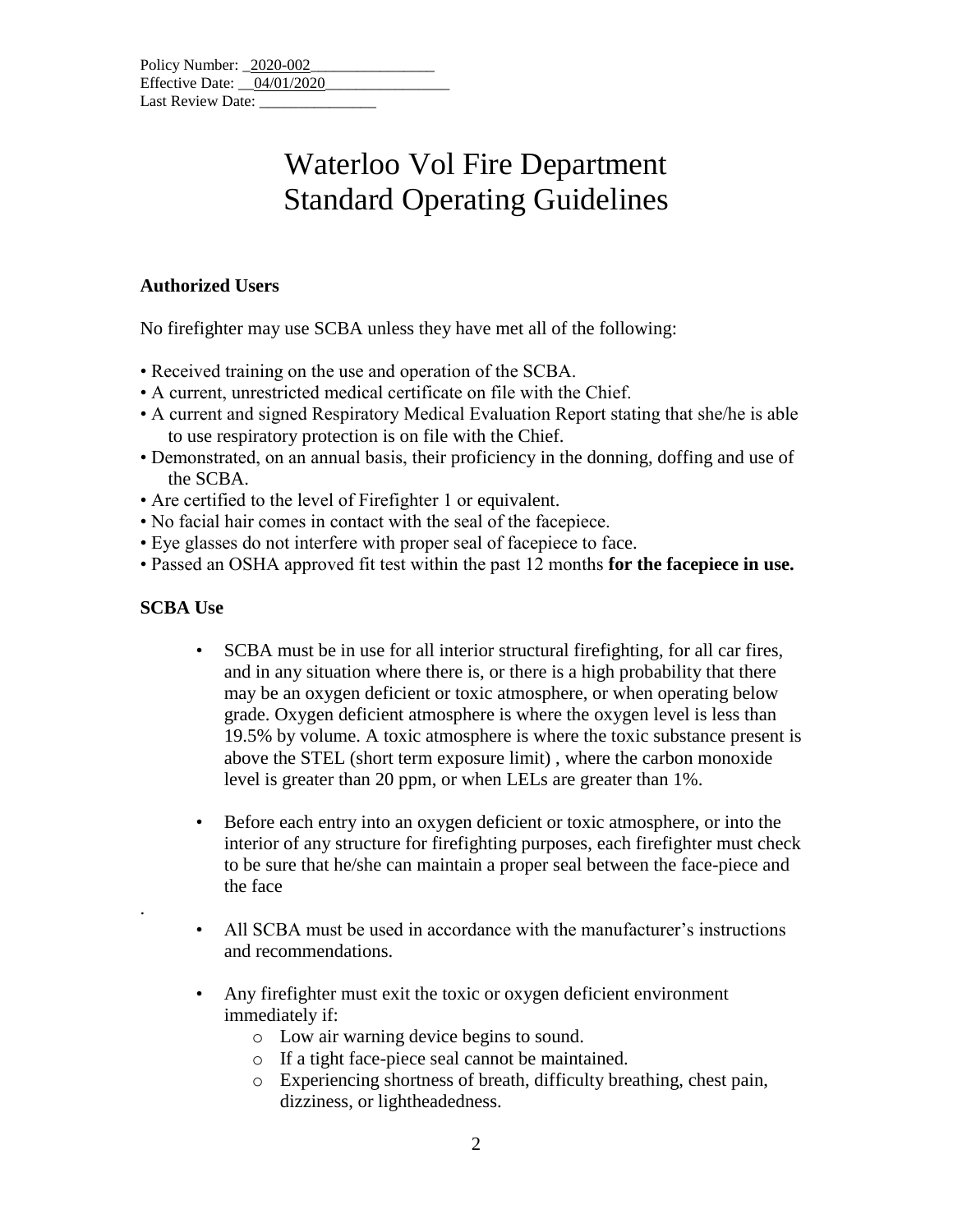Policy Number: 2020-002
Effective Date: 04/01/2020
Last Review Date: _______________

# Waterloo Vol Fire Department
# Standard Operating Guidelines

**Authorized Users**

No firefighter may use SCBA unless they have met all of the following:

- Received training on the use and operation of the SCBA.
- A current, unrestricted medical certificate on file with the Chief.
- A current and signed Respiratory Medical Evaluation Report stating that she/he is able to use respiratory protection is on file with the Chief.
- Demonstrated, on an annual basis, their proficiency in the donning, doffing and use of the SCBA.
- Are certified to the level of Firefighter 1 or equivalent.
- No facial hair comes in contact with the seal of the facepiece.
- Eye glasses do not interfere with proper seal of facepiece to face.
- Passed an OSHA approved fit test within the past 12 months **for the facepiece in use.**

**SCBA Use**

- SCBA must be in use for all interior structural firefighting, for all car fires, and in any situation where there is, or there is a high probability that there may be an oxygen deficient or toxic atmosphere, or when operating below grade. Oxygen deficient atmosphere is where the oxygen level is less than 19.5% by volume. A toxic atmosphere is where the toxic substance present is above the STEL (short term exposure limit) , where the carbon monoxide level is greater than 20 ppm, or when LELs are greater than 1%.

- Before each entry into an oxygen deficient or toxic atmosphere, or into the interior of any structure for firefighting purposes, each firefighter must check to be sure that he/she can maintain a proper seal between the face-piece and the face

.

- All SCBA must be used in accordance with the manufacturer's instructions and recommendations.

- Any firefighter must exit the toxic or oxygen deficient environment immediately if:
  - Low air warning device begins to sound.
  - If a tight face-piece seal cannot be maintained.
  - Experiencing shortness of breath, difficulty breathing, chest pain, dizziness, or lightheadedness.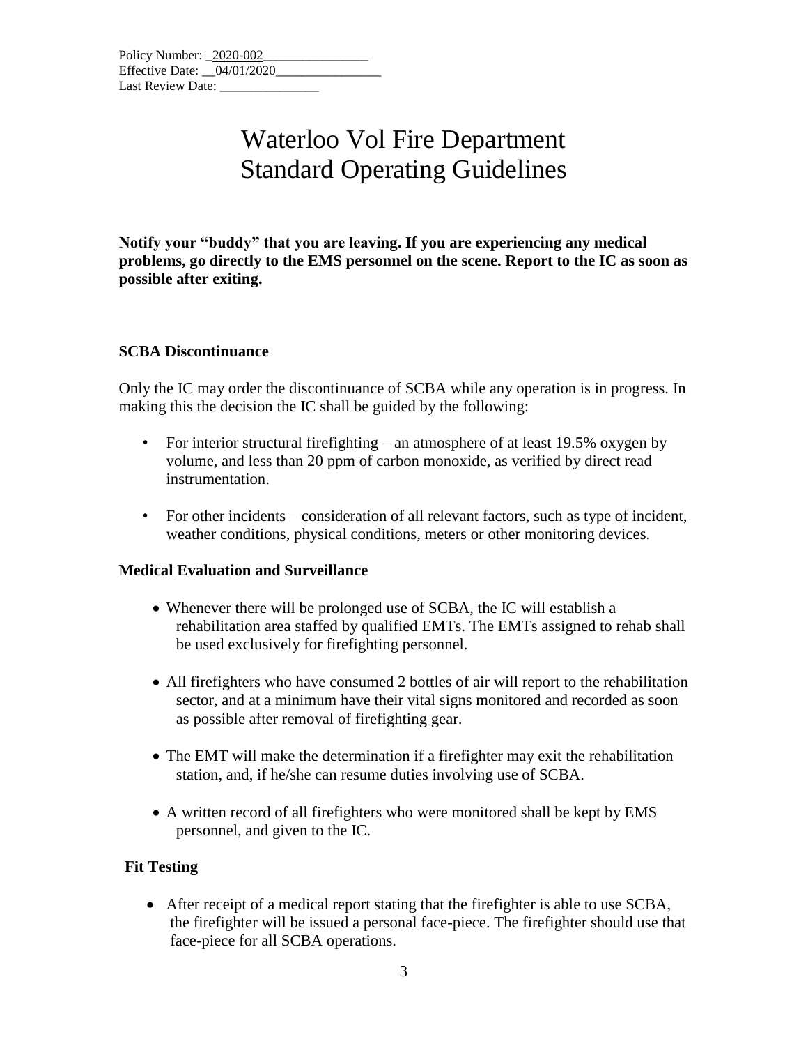Policy Number: _2020-002________________
Effective Date: __04/01/2020________________
Last Review Date: _______________

# Waterloo Vol Fire Department
# Standard Operating Guidelines

**Notify your "buddy" that you are leaving. If you are experiencing any medical problems, go directly to the EMS personnel on the scene. Report to the IC as soon as possible after exiting.**

### SCBA Discontinuance

Only the IC may order the discontinuance of SCBA while any operation is in progress. In making this the decision the IC shall be guided by the following:

- For interior structural firefighting – an atmosphere of at least 19.5% oxygen by volume, and less than 20 ppm of carbon monoxide, as verified by direct read instrumentation.
- For other incidents – consideration of all relevant factors, such as type of incident, weather conditions, physical conditions, meters or other monitoring devices.

### Medical Evaluation and Surveillance

- Whenever there will be prolonged use of SCBA, the IC will establish a rehabilitation area staffed by qualified EMTs. The EMTs assigned to rehab shall be used exclusively for firefighting personnel.
- All firefighters who have consumed 2 bottles of air will report to the rehabilitation sector, and at a minimum have their vital signs monitored and recorded as soon as possible after removal of firefighting gear.
- The EMT will make the determination if a firefighter may exit the rehabilitation station, and, if he/she can resume duties involving use of SCBA.
- A written record of all firefighters who were monitored shall be kept by EMS personnel, and given to the IC.

### Fit Testing

- After receipt of a medical report stating that the firefighter is able to use SCBA, the firefighter will be issued a personal face-piece. The firefighter should use that face-piece for all SCBA operations.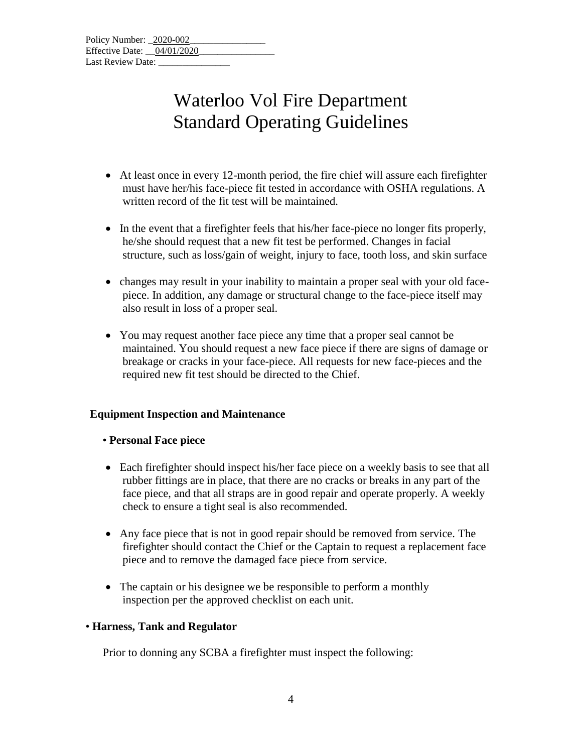Policy Number: 2020-002
Effective Date: 04/01/2020
Last Review Date: \_\_\_\_\_\_\_\_\_\_\_\_\_\_\_

# Waterloo Vol Fire Department Standard Operating Guidelines

- At least once in every 12-month period, the fire chief will assure each firefighter must have her/his face-piece fit tested in accordance with OSHA regulations. A written record of the fit test will be maintained.
- In the event that a firefighter feels that his/her face-piece no longer fits properly, he/she should request that a new fit test be performed. Changes in facial structure, such as loss/gain of weight, injury to face, tooth loss, and skin surface
- changes may result in your inability to maintain a proper seal with your old face-piece. In addition, any damage or structural change to the face-piece itself may also result in loss of a proper seal.
- You may request another face piece any time that a proper seal cannot be maintained. You should request a new face piece if there are signs of damage or breakage or cracks in your face-piece. All requests for new face-pieces and the required new fit test should be directed to the Chief.

**Equipment Inspection and Maintenance**

- **Personal Face piece**

- Each firefighter should inspect his/her face piece on a weekly basis to see that all rubber fittings are in place, that there are no cracks or breaks in any part of the face piece, and that all straps are in good repair and operate properly. A weekly check to ensure a tight seal is also recommended.
- Any face piece that is not in good repair should be removed from service. The firefighter should contact the Chief or the Captain to request a replacement face piece and to remove the damaged face piece from service.
- The captain or his designee we be responsible to perform a monthly inspection per the approved checklist on each unit.

- **Harness, Tank and Regulator**

Prior to donning any SCBA a firefighter must inspect the following: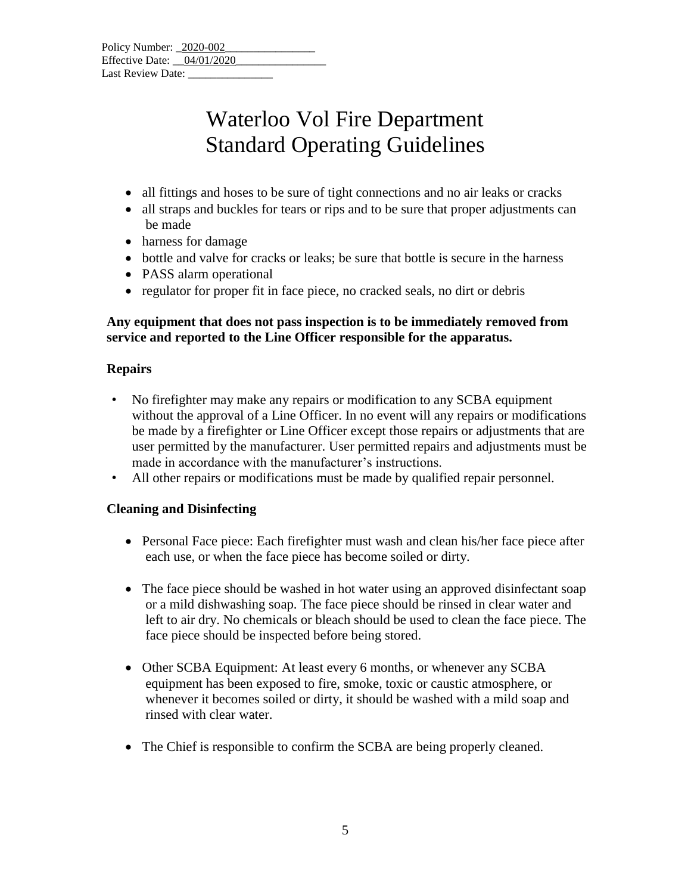Policy Number: _2020-002________________
Effective Date: __04/01/2020________________
Last Review Date: _______________

# Waterloo Vol Fire Department
# Standard Operating Guidelines

- all fittings and hoses to be sure of tight connections and no air leaks or cracks
- all straps and buckles for tears or rips and to be sure that proper adjustments can be made
- harness for damage
- bottle and valve for cracks or leaks; be sure that bottle is secure in the harness
- PASS alarm operational
- regulator for proper fit in face piece, no cracked seals, no dirt or debris

**Any equipment that does not pass inspection is to be immediately removed from service and reported to the Line Officer responsible for the apparatus.**

**Repairs**

- No firefighter may make any repairs or modification to any SCBA equipment without the approval of a Line Officer. In no event will any repairs or modifications be made by a firefighter or Line Officer except those repairs or adjustments that are user permitted by the manufacturer. User permitted repairs and adjustments must be made in accordance with the manufacturer's instructions.
- All other repairs or modifications must be made by qualified repair personnel.

**Cleaning and Disinfecting**

- Personal Face piece: Each firefighter must wash and clean his/her face piece after each use, or when the face piece has become soiled or dirty.

- The face piece should be washed in hot water using an approved disinfectant soap or a mild dishwashing soap. The face piece should be rinsed in clear water and left to air dry. No chemicals or bleach should be used to clean the face piece. The face piece should be inspected before being stored.

- Other SCBA Equipment: At least every 6 months, or whenever any SCBA equipment has been exposed to fire, smoke, toxic or caustic atmosphere, or whenever it becomes soiled or dirty, it should be washed with a mild soap and rinsed with clear water.

- The Chief is responsible to confirm the SCBA are being properly cleaned.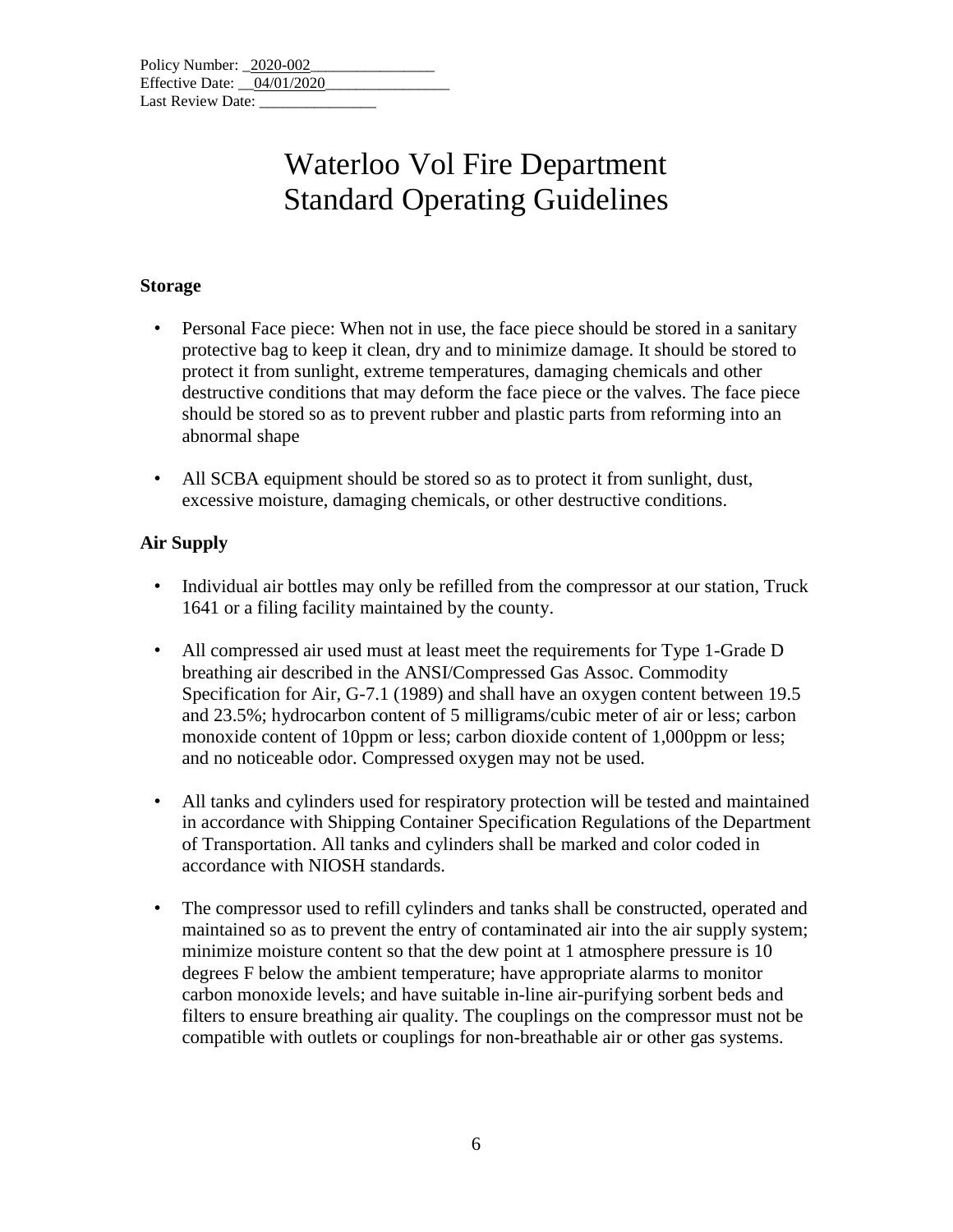Policy Number: _2020-002________________
Effective Date: __04/01/2020________________
Last Review Date: _______________

# Waterloo Vol Fire Department
# Standard Operating Guidelines

**Storage**

- Personal Face piece: When not in use, the face piece should be stored in a sanitary protective bag to keep it clean, dry and to minimize damage. It should be stored to protect it from sunlight, extreme temperatures, damaging chemicals and other destructive conditions that may deform the face piece or the valves. The face piece should be stored so as to prevent rubber and plastic parts from reforming into an abnormal shape

- All SCBA equipment should be stored so as to protect it from sunlight, dust, excessive moisture, damaging chemicals, or other destructive conditions.

**Air Supply**

- Individual air bottles may only be refilled from the compressor at our station, Truck 1641 or a filing facility maintained by the county.

- All compressed air used must at least meet the requirements for Type 1-Grade D breathing air described in the ANSI/Compressed Gas Assoc. Commodity Specification for Air, G-7.1 (1989) and shall have an oxygen content between 19.5 and 23.5%; hydrocarbon content of 5 milligrams/cubic meter of air or less; carbon monoxide content of 10ppm or less; carbon dioxide content of 1,000ppm or less; and no noticeable odor. Compressed oxygen may not be used.

- All tanks and cylinders used for respiratory protection will be tested and maintained in accordance with Shipping Container Specification Regulations of the Department of Transportation. All tanks and cylinders shall be marked and color coded in accordance with NIOSH standards.

- The compressor used to refill cylinders and tanks shall be constructed, operated and maintained so as to prevent the entry of contaminated air into the air supply system; minimize moisture content so that the dew point at 1 atmosphere pressure is 10 degrees F below the ambient temperature; have appropriate alarms to monitor carbon monoxide levels; and have suitable in-line air-purifying sorbent beds and filters to ensure breathing air quality. The couplings on the compressor must not be compatible with outlets or couplings for non-breathable air or other gas systems.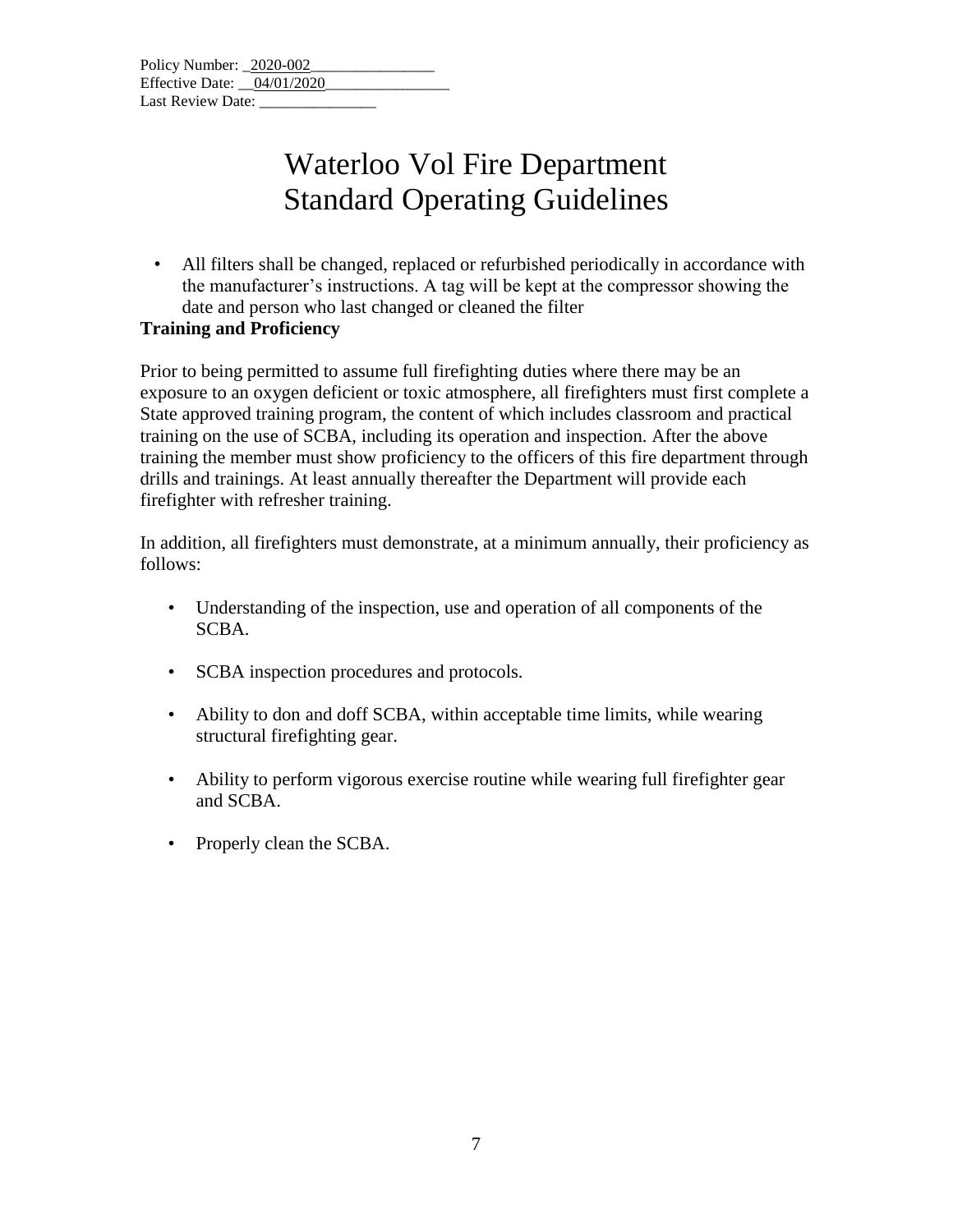- All filters shall be changed, replaced or refurbished periodically in accordance with the manufacturer's instructions. A tag will be kept at the compressor showing the date and person who last changed or cleaned the filter

**Training and Proficiency**

Prior to being permitted to assume full firefighting duties where there may be an exposure to an oxygen deficient or toxic atmosphere, all firefighters must first complete a State approved training program, the content of which includes classroom and practical training on the use of SCBA, including its operation and inspection. After the above training the member must show proficiency to the officers of this fire department through drills and trainings. At least annually thereafter the Department will provide each firefighter with refresher training.

In addition, all firefighters must demonstrate, at a minimum annually, their proficiency as follows:

- Understanding of the inspection, use and operation of all components of the SCBA.
- SCBA inspection procedures and protocols.
- Ability to don and doff SCBA, within acceptable time limits, while wearing structural firefighting gear.
- Ability to perform vigorous exercise routine while wearing full firefighter gear and SCBA.
- Properly clean the SCBA.